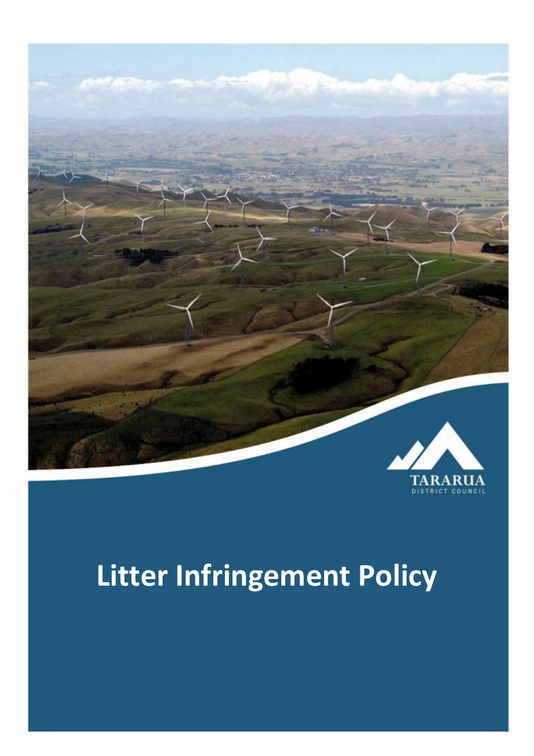TARARUA
DISTRICT COUNCIL

# Litter Infringement Policy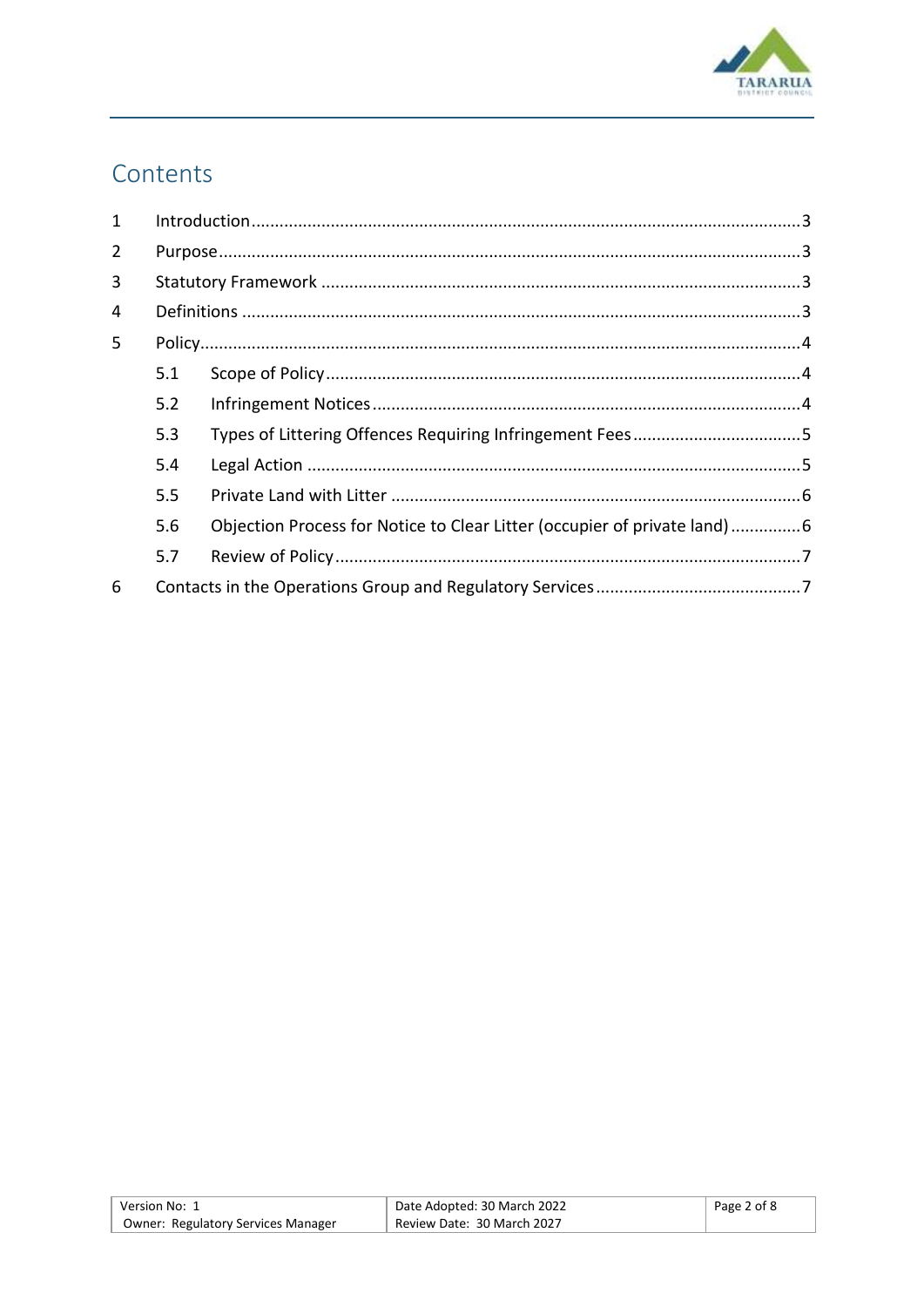# Contents

1 Introduction ... 3
2 Purpose ... 3
3 Statutory Framework ... 3
4 Definitions ... 3
5 Policy ... 4
  5.1 Scope of Policy ... 4
  5.2 Infringement Notices ... 4
  5.3 Types of Littering Offences Requiring Infringement Fees ... 5
  5.4 Legal Action ... 5
  5.5 Private Land with Litter ... 6
  5.6 Objection Process for Notice to Clear Litter (occupier of private land) ... 6
  5.7 Review of Policy ... 7
6 Contacts in the Operations Group and Regulatory Services ... 7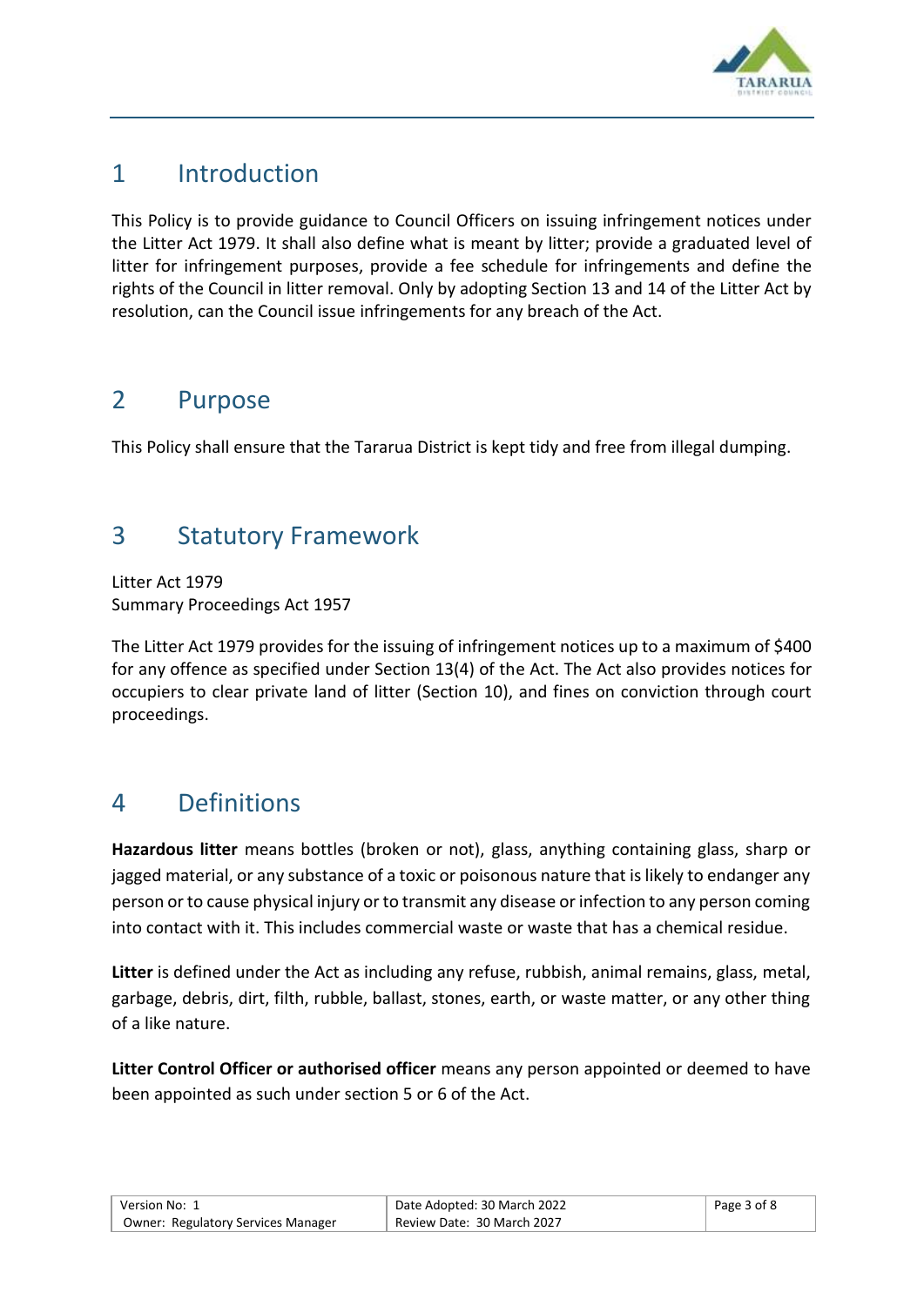# 1 Introduction

This Policy is to provide guidance to Council Officers on issuing infringement notices under the Litter Act 1979. It shall also define what is meant by litter; provide a graduated level of litter for infringement purposes, provide a fee schedule for infringements and define the rights of the Council in litter removal. Only by adopting Section 13 and 14 of the Litter Act by resolution, can the Council issue infringements for any breach of the Act.

# 2 Purpose

This Policy shall ensure that the Tararua District is kept tidy and free from illegal dumping.

# 3 Statutory Framework

Litter Act 1979
Summary Proceedings Act 1957

The Litter Act 1979 provides for the issuing of infringement notices up to a maximum of $400 for any offence as specified under Section 13(4) of the Act. The Act also provides notices for occupiers to clear private land of litter (Section 10), and fines on conviction through court proceedings.

# 4 Definitions

**Hazardous litter** means bottles (broken or not), glass, anything containing glass, sharp or jagged material, or any substance of a toxic or poisonous nature that is likely to endanger any person or to cause physical injury or to transmit any disease or infection to any person coming into contact with it. This includes commercial waste or waste that has a chemical residue.

**Litter** is defined under the Act as including any refuse, rubbish, animal remains, glass, metal, garbage, debris, dirt, filth, rubble, ballast, stones, earth, or waste matter, or any other thing of a like nature.

**Litter Control Officer or authorised officer** means any person appointed or deemed to have been appointed as such under section 5 or 6 of the Act.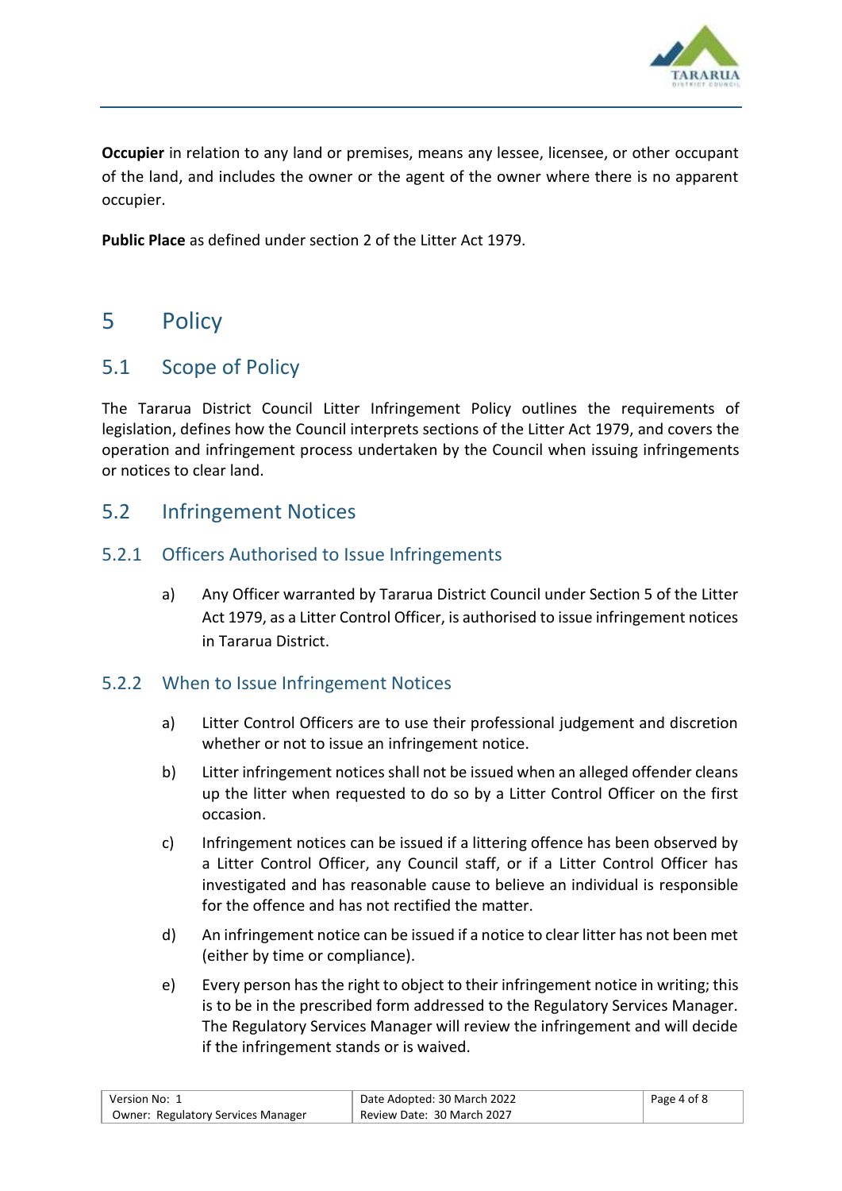**Occupier** in relation to any land or premises, means any lessee, licensee, or other occupant of the land, and includes the owner or the agent of the owner where there is no apparent occupier.

**Public Place** as defined under section 2 of the Litter Act 1979.

# 5 Policy

## 5.1 Scope of Policy

The Tararua District Council Litter Infringement Policy outlines the requirements of legislation, defines how the Council interprets sections of the Litter Act 1979, and covers the operation and infringement process undertaken by the Council when issuing infringements or notices to clear land.

## 5.2 Infringement Notices

### 5.2.1 Officers Authorised to Issue Infringements

a) Any Officer warranted by Tararua District Council under Section 5 of the Litter Act 1979, as a Litter Control Officer, is authorised to issue infringement notices in Tararua District.

### 5.2.2 When to Issue Infringement Notices

a) Litter Control Officers are to use their professional judgement and discretion whether or not to issue an infringement notice.

b) Litter infringement notices shall not be issued when an alleged offender cleans up the litter when requested to do so by a Litter Control Officer on the first occasion.

c) Infringement notices can be issued if a littering offence has been observed by a Litter Control Officer, any Council staff, or if a Litter Control Officer has investigated and has reasonable cause to believe an individual is responsible for the offence and has not rectified the matter.

d) An infringement notice can be issued if a notice to clear litter has not been met (either by time or compliance).

e) Every person has the right to object to their infringement notice in writing; this is to be in the prescribed form addressed to the Regulatory Services Manager. The Regulatory Services Manager will review the infringement and will decide if the infringement stands or is waived.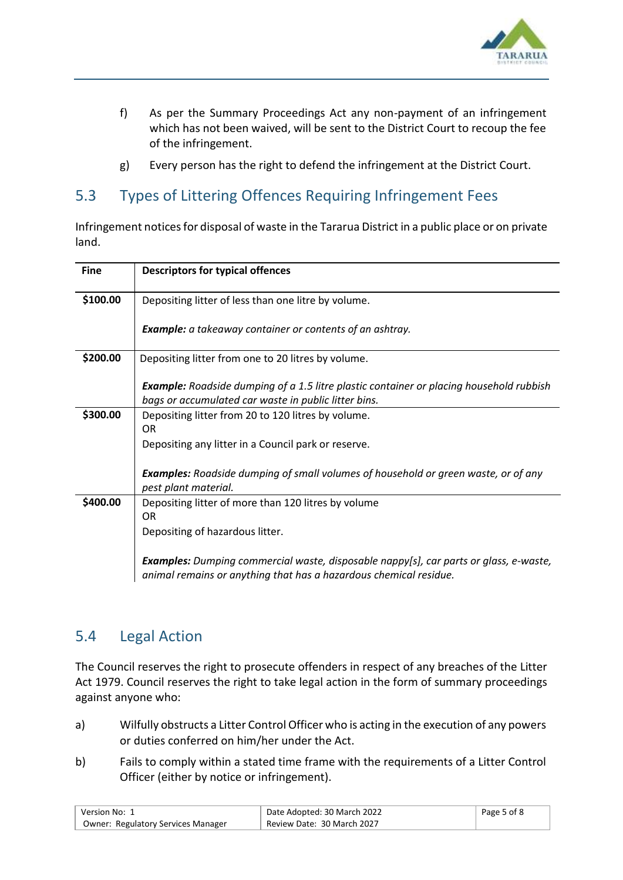f) As per the Summary Proceedings Act any non-payment of an infringement which has not been waived, will be sent to the District Court to recoup the fee of the infringement.

g) Every person has the right to defend the infringement at the District Court.

## 5.3 Types of Littering Offences Requiring Infringement Fees

Infringement notices for disposal of waste in the Tararua District in a public place or on private land.

| Fine | Descriptors for typical offences |
|---|---|
| **$100.00** | Depositing litter of less than one litre by volume.<br><br>***Example:*** *a takeaway container or contents of an ashtray.* |
| **$200.00** | Depositing litter from one to 20 litres by volume.<br><br>***Example:*** *Roadside dumping of a 1.5 litre plastic container or placing household rubbish bags or accumulated car waste in public litter bins.* |
| **$300.00** | Depositing litter from 20 to 120 litres by volume.<br>OR<br>Depositing any litter in a Council park or reserve.<br><br>***Examples:*** *Roadside dumping of small volumes of household or green waste, or of any pest plant material.* |
| **$400.00** | Depositing litter of more than 120 litres by volume<br>OR<br>Depositing of hazardous litter.<br><br>***Examples:*** *Dumping commercial waste, disposable nappy[s], car parts or glass, e-waste, animal remains or anything that has a hazardous chemical residue.* |

## 5.4 Legal Action

The Council reserves the right to prosecute offenders in respect of any breaches of the Litter Act 1979. Council reserves the right to take legal action in the form of summary proceedings against anyone who:

a) Wilfully obstructs a Litter Control Officer who is acting in the execution of any powers or duties conferred on him/her under the Act.

b) Fails to comply within a stated time frame with the requirements of a Litter Control Officer (either by notice or infringement).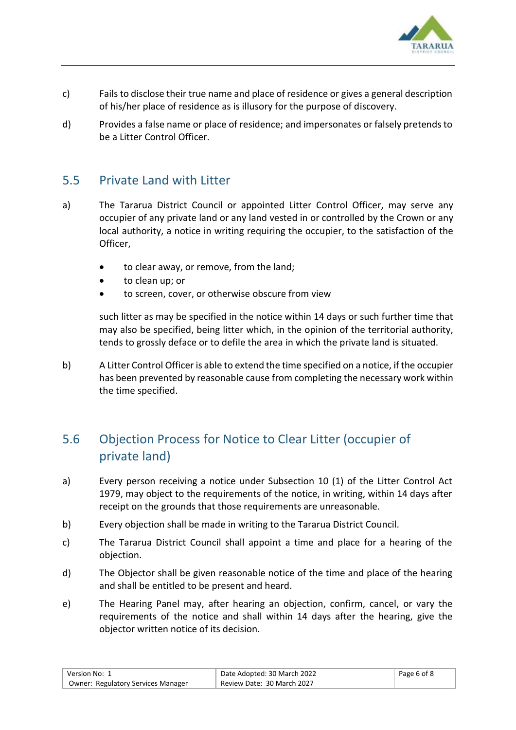c) Fails to disclose their true name and place of residence or gives a general description of his/her place of residence as is illusory for the purpose of discovery.

d) Provides a false name or place of residence; and impersonates or falsely pretends to be a Litter Control Officer.

## 5.5 Private Land with Litter

a) The Tararua District Council or appointed Litter Control Officer, may serve any occupier of any private land or any land vested in or controlled by the Crown or any local authority, a notice in writing requiring the occupier, to the satisfaction of the Officer,

- to clear away, or remove, from the land;
- to clean up; or
- to screen, cover, or otherwise obscure from view

such litter as may be specified in the notice within 14 days or such further time that may also be specified, being litter which, in the opinion of the territorial authority, tends to grossly deface or to defile the area in which the private land is situated.

b) A Litter Control Officer is able to extend the time specified on a notice, if the occupier has been prevented by reasonable cause from completing the necessary work within the time specified.

## 5.6 Objection Process for Notice to Clear Litter (occupier of private land)

a) Every person receiving a notice under Subsection 10 (1) of the Litter Control Act 1979, may object to the requirements of the notice, in writing, within 14 days after receipt on the grounds that those requirements are unreasonable.

b) Every objection shall be made in writing to the Tararua District Council.

c) The Tararua District Council shall appoint a time and place for a hearing of the objection.

d) The Objector shall be given reasonable notice of the time and place of the hearing and shall be entitled to be present and heard.

e) The Hearing Panel may, after hearing an objection, confirm, cancel, or vary the requirements of the notice and shall within 14 days after the hearing, give the objector written notice of its decision.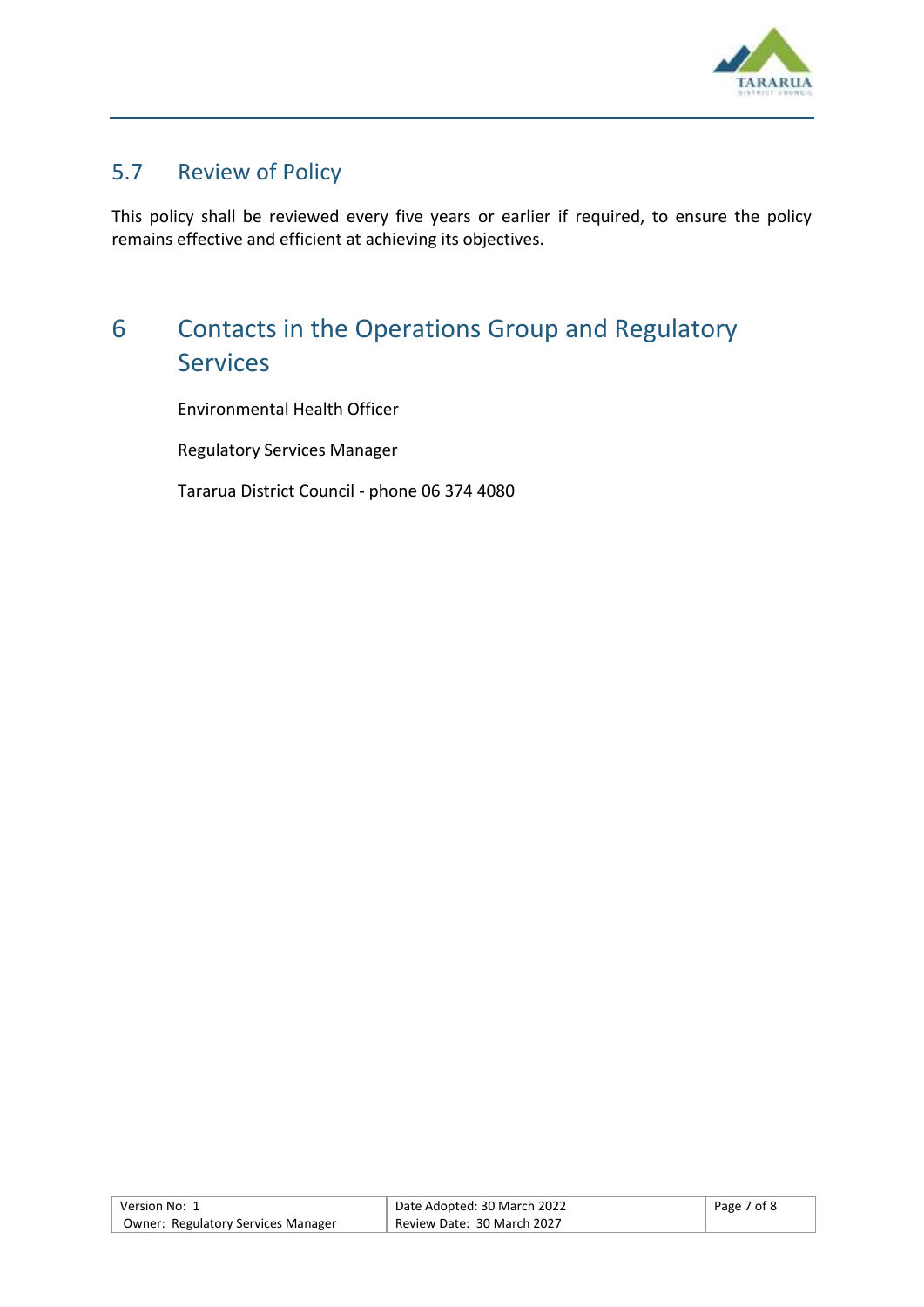## 5.7 Review of Policy

This policy shall be reviewed every five years or earlier if required, to ensure the policy remains effective and efficient at achieving its objectives.

# 6 Contacts in the Operations Group and Regulatory Services

Environmental Health Officer

Regulatory Services Manager

Tararua District Council - phone 06 374 4080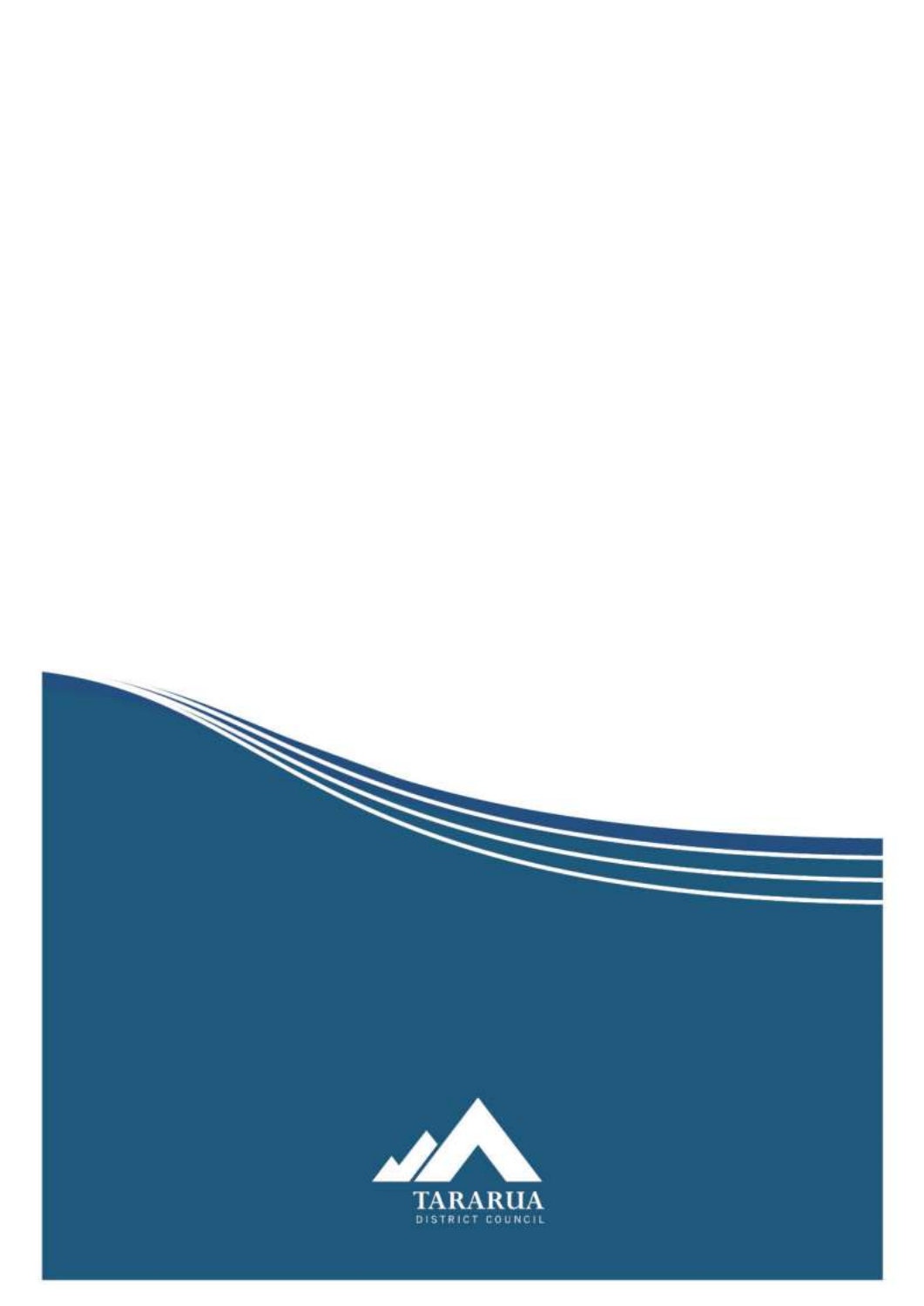TARARUA

DISTRICT COUNCIL